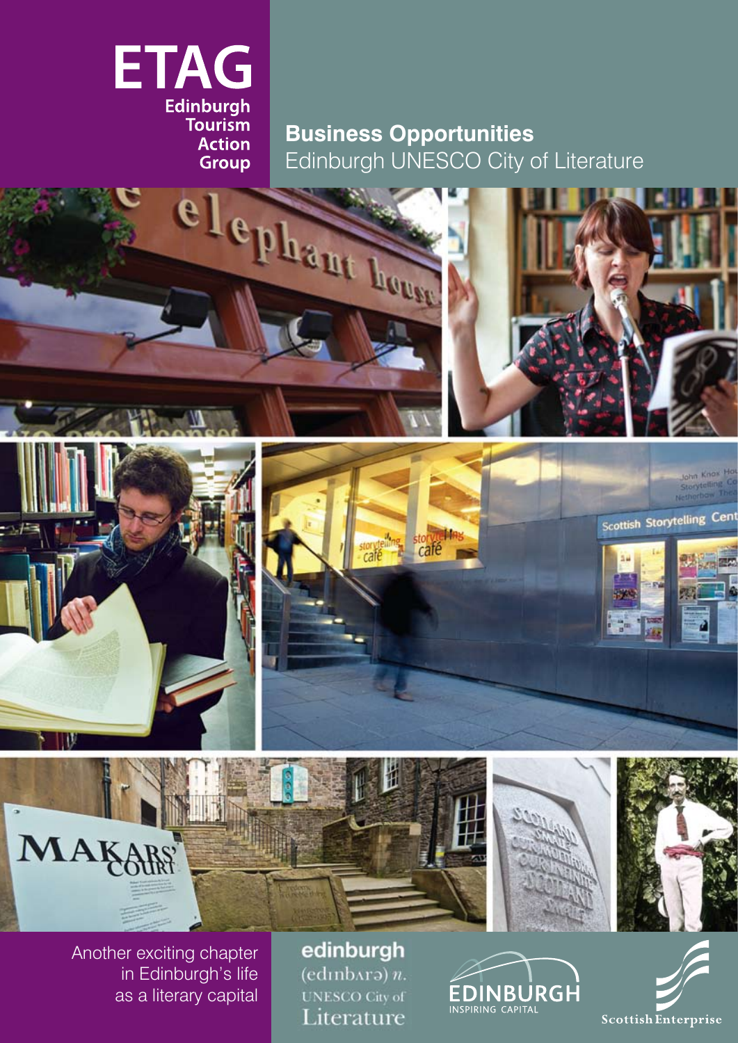# ETAG

Edinburgh
Tourism
Action
Group

## Business Opportunities
Edinburgh UNESCO City of Literature

Another exciting chapter in Edinburgh's life as a literary capital

edinburgh
(edɪnbʌrə) *n.*
UNESCO City of
Literature

EDINBURGH
INSPIRING CAPITAL

Scottish Enterprise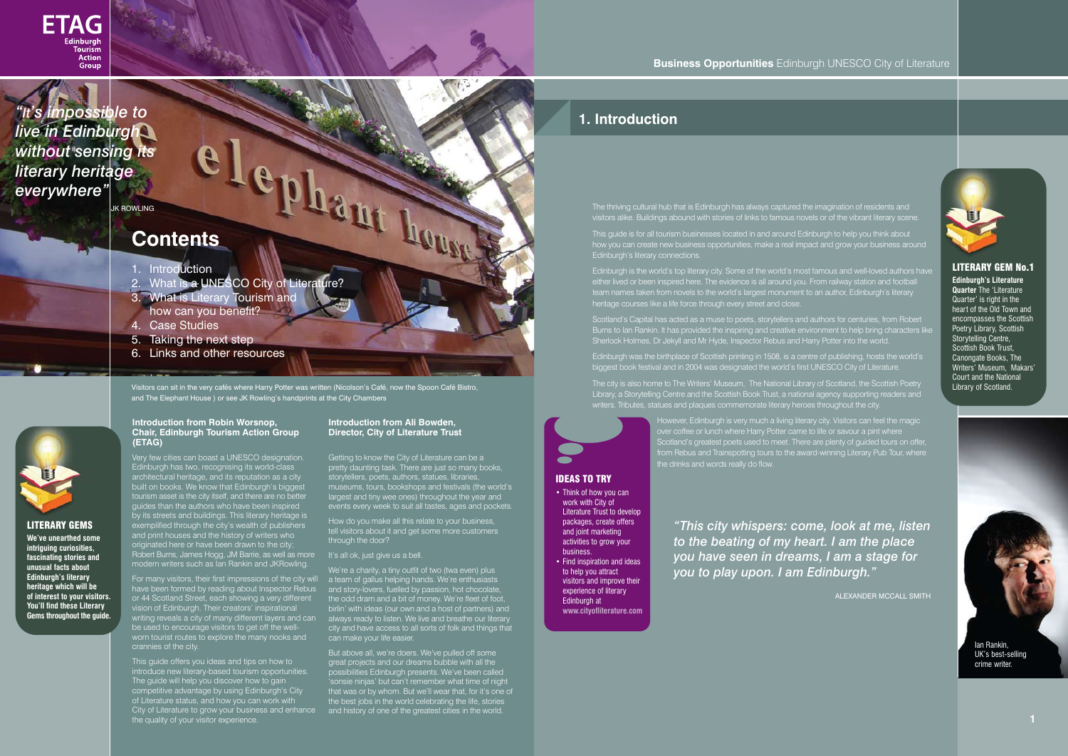*"It's impossible to live in Edinburgh without sensing its literary heritage everywhere"*

JK ROWLING

# Contents

1. Introduction
2. What is a UNESCO City of Literature?
3. What is Literary Tourism and how can you benefit?
4. Case Studies
5. Taking the next step
6. Links and other resources

Visitors can sit in the very cafés where Harry Potter was written (Nicolson's Café, now the Spoon Café Bistro, and The Elephant House ) or see JK Rowling's handprints at the City Chambers

### LITERARY GEMS

**We've unearthed some intriguing curiosities, fascinating stories and unusual facts about Edinburgh's literary heritage which will be of interest to your visitors. You'll find these Literary Gems throughout the guide.**

### Introduction from Robin Worsnop, Chair, Edinburgh Tourism Action Group (ETAG)

Very few cities can boast a UNESCO designation. Edinburgh has two, recognising its world-class architectural heritage, and its reputation as a city built on books. We know that Edinburgh's biggest tourism asset is the city itself, and there are no better guides than the authors who have been inspired by its streets and buildings. This literary heritage is exemplified through the city's wealth of publishers and print houses and the history of writers who originated here or have been drawn to the city; Robert Burns, James Hogg, JM Barrie, as well as more modern writers such as Ian Rankin and JKRowling.

For many visitors, their first impressions of the city will have been formed by reading about Inspector Rebus or 44 Scotland Street, each showing a very different vision of Edinburgh. Their creators' inspirational writing reveals a city of many different layers and can be used to encourage visitors to get off the well-worn tourist routes to explore the many nooks and crannies of the city.

This guide offers you ideas and tips on how to introduce new literary-based tourism opportunities. The guide will help you discover how to gain competitive advantage by using Edinburgh's City of Literature status, and how you can work with City of Literature to grow your business and enhance the quality of your visitor experience.

### Introduction from Ali Bowden, Director, City of Literature Trust

Getting to know the City of Literature can be a pretty daunting task. There are just so many books, storytellers, poets, authors, statues, libraries, museums, tours, bookshops and festivals (the world's largest and tiny wee ones) throughout the year and events every week to suit all tastes, ages and pockets.

How do you make all this relate to your business, tell visitors about it and get some more customers through the door?

It's all ok, just give us a bell.

We're a charity, a tiny outfit of two (twa even) plus a team of gallus helping hands. We're enthusiasts and story-lovers, fuelled by passion, hot chocolate, the odd dram and a bit of money. We're fleet of foot, birlin' with ideas (our own and a host of partners) and always ready to listen. We live and breathe our literary city and have access to all sorts of folk and things that can make your life easier.

But above all, we're doers. We've pulled off some great projects and our dreams bubble with all the possibilities Edinburgh presents. We've been called 'sonsie ninjas' but can't remember what time of night that was or by whom. But we'll wear that, for it's one of the best jobs in the world celebrating the life, stories and history of one of the greatest cities in the world.

## 1. Introduction

The thriving cultural hub that is Edinburgh has always captured the imagination of residents and visitors alike. Buildings abound with stories of links to famous novels or of the vibrant literary scene.

This guide is for all tourism businesses located in and around Edinburgh to help you think about how you can create new business opportunities, make a real impact and grow your business around Edinburgh's literary connections.

Edinburgh is the world's top literary city. Some of the world's most famous and well-loved authors have either lived or been inspired here. The evidence is all around you. From railway station and football team names taken from novels to the world's largest monument to an author, Edinburgh's literary heritage courses like a life force through every street and close.

Scotland's Capital has acted as a muse to poets, storytellers and authors for centuries, from Robert Burns to Ian Rankin. It has provided the inspiring and creative environment to help bring characters like Sherlock Holmes, Dr Jekyll and Mr Hyde, Inspector Rebus and Harry Potter into the world.

Edinburgh was the birthplace of Scottish printing in 1508, is a centre of publishing, hosts the world's biggest book festival and in 2004 was designated the world's first UNESCO City of Literature.

The city is also home to The Writers' Museum, The National Library of Scotland, the Scottish Poetry Library, a Storytelling Centre and the Scottish Book Trust, a national agency supporting readers and writers. Tributes, statues and plaques commemorate literary heroes throughout the city.

However, Edinburgh is very much a living literary city. Visitors can feel the magic over coffee or lunch where Harry Potter came to life or savour a pint where Scotland's greatest poets used to meet. There are plenty of guided tours on offer, from Rebus and Trainspotting tours to the award-winning Literary Pub Tour, where the drinks and words really do flow.

### IDEAS TO TRY

- Think of how you can work with City of Literature Trust to develop packages, create offers and joint marketing activities to grow your business.
- Find inspiration and ideas to help you attract visitors and improve their experience of literary Edinburgh at **www.cityofliterature.com**

*"This city whispers: come, look at me, listen to the beating of my heart. I am the place you have seen in dreams, I am a stage for you to play upon. I am Edinburgh."*

ALEXANDER MCCALL SMITH

### LITERARY GEM No.1

**Edinburgh's Literature Quarter** The 'Literature Quarter' is right in the heart of the Old Town and encompasses the Scottish Poetry Library, Scottish Storytelling Centre, Scottish Book Trust, Canongate Books, The Writers' Museum, Makars' Court and the National Library of Scotland.

Ian Rankin, UK's best-selling crime writer.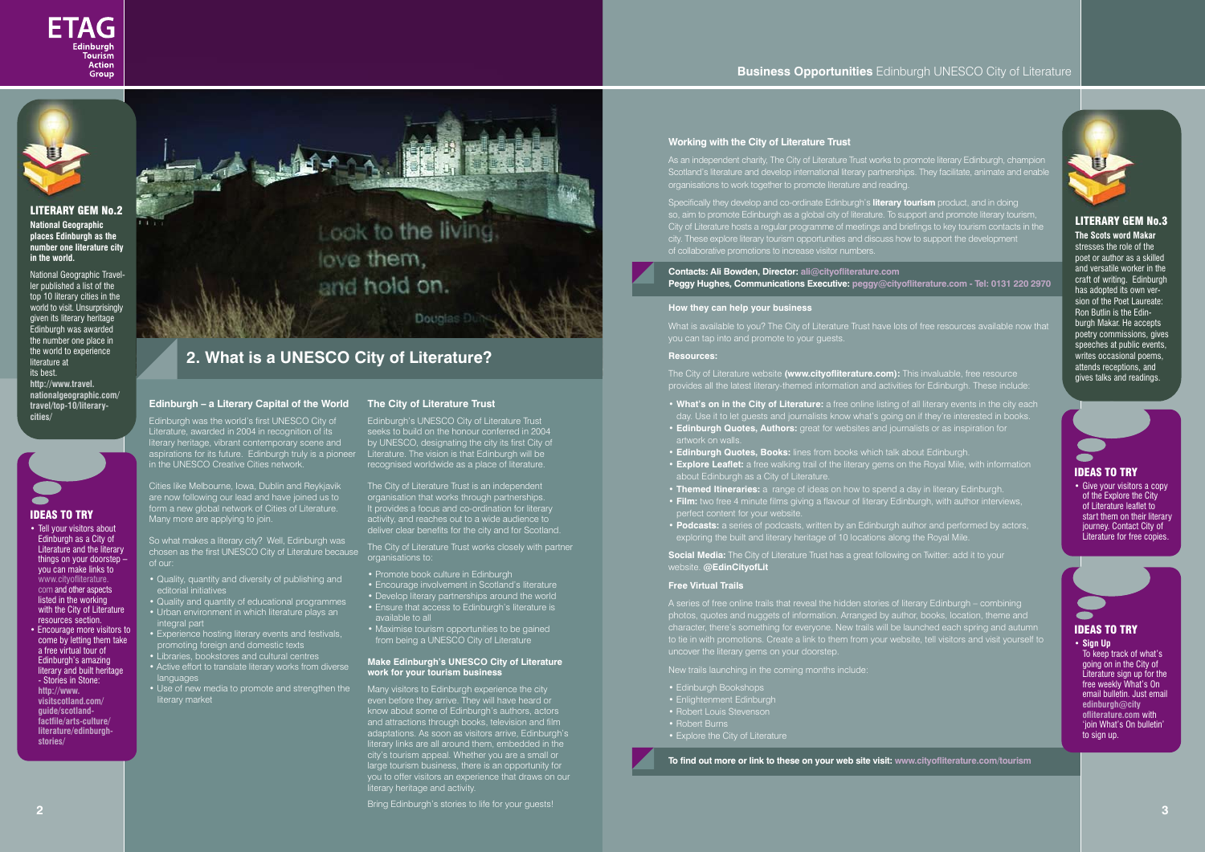## LITERARY GEM No.2

**National Geographic places Edinburgh as the number one literature city in the world.**

National Geographic Traveller published a list of the top 10 literary cities in the world to visit. Unsurprisingly given its literary heritage Edinburgh was awarded the number one place in the world to experience literature at its best. **http://www.travel.nationalgeographic.com/travel/top-10/literary-cities/**

## IDEAS TO TRY

- Tell your visitors about Edinburgh as a City of Literature and the literary things on your doorstep – you can make links to www.cityofliterature.com and other aspects listed in the working with the City of Literature resources section.
- Encourage more visitors to come by letting them take a free virtual tour of Edinburgh's amazing literary and built heritage - Stories in Stone: **http://www.visitscotland.com/guide/scotland-factfile/arts-culture/literature/edinburgh-stories/**

Look to the living, love them, and hold on.

Douglas Dunn

# 2. What is a UNESCO City of Literature?

### Edinburgh – a Literary Capital of the World

Edinburgh was the world's first UNESCO City of Literature, awarded in 2004 in recognition of its literary heritage, vibrant contemporary scene and aspirations for its future. Edinburgh truly is a pioneer in the UNESCO Creative Cities network.

Cities like Melbourne, Iowa, Dublin and Reykjavik are now following our lead and have joined us to form a new global network of Cities of Literature. Many more are applying to join.

So what makes a literary city? Well, Edinburgh was chosen as the first UNESCO City of Literature because of our:

- Quality, quantity and diversity of publishing and editorial initiatives
- Quality and quantity of educational programmes
- Urban environment in which literature plays an integral part
- Experience hosting literary events and festivals, promoting foreign and domestic texts
- Libraries, bookstores and cultural centres
- Active effort to translate literary works from diverse languages
- Use of new media to promote and strengthen the literary market

### The City of Literature Trust

Edinburgh's UNESCO City of Literature Trust seeks to build on the honour conferred in 2004 by UNESCO, designating the city its first City of Literature. The vision is that Edinburgh will be recognised worldwide as a place of literature.

The City of Literature Trust is an independent organisation that works through partnerships. It provides a focus and co-ordination for literary activity, and reaches out to a wide audience to deliver clear benefits for the city and for Scotland.

The City of Literature Trust works closely with partner organisations to:

- Promote book culture in Edinburgh
- Encourage involvement in Scotland's literature
- Develop literary partnerships around the world
- Ensure that access to Edinburgh's literature is available to all
- Maximise tourism opportunities to be gained from being a UNESCO City of Literature

### Make Edinburgh's UNESCO City of Literature work for your tourism business

Many visitors to Edinburgh experience the city even before they arrive. They will have heard or know about some of Edinburgh's authors, actors and attractions through books, television and film adaptations. As soon as visitors arrive, Edinburgh's literary links are all around them, embedded in the city's tourism appeal. Whether you are a small or large tourism business, there is an opportunity for you to offer visitors an experience that draws on our literary heritage and activity.

Bring Edinburgh's stories to life for your guests!

### Working with the City of Literature Trust

As an independent charity, The City of Literature Trust works to promote literary Edinburgh, champion Scotland's literature and develop international literary partnerships. They facilitate, animate and enable organisations to work together to promote literature and reading.

Specifically they develop and co-ordinate Edinburgh's **literary tourism** product, and in doing so, aim to promote Edinburgh as a global city of literature. To support and promote literary tourism, City of Literature hosts a regular programme of meetings and briefings to key tourism contacts in the city. These explore literary tourism opportunities and discuss how to support the development of collaborative promotions to increase visitor numbers.

**Contacts: Ali Bowden, Director: ali@cityofliterature.com**
**Peggy Hughes, Communications Executive: peggy@cityofliterature.com - Tel: 0131 220 2970**

### How they can help your business

What is available to you? The City of Literature Trust have lots of free resources available now that you can tap into and promote to your guests.

### Resources:

The City of Literature website **(www.cityofliterature.com):** This invaluable, free resource provides all the latest literary-themed information and activities for Edinburgh. These include:

- **What's on in the City of Literature:** a free online listing of all literary events in the city each day. Use it to let guests and journalists know what's going on if they're interested in books.
- **Edinburgh Quotes, Authors:** great for websites and journalists or as inspiration for artwork on walls.
- **Edinburgh Quotes, Books:** lines from books which talk about Edinburgh.
- **Explore Leaflet:** a free walking trail of the literary gems on the Royal Mile, with information about Edinburgh as a City of Literature.
- **Themed Itineraries:** a range of ideas on how to spend a day in literary Edinburgh.
- **Film:** two free 4 minute films giving a flavour of literary Edinburgh, with author interviews, perfect content for your website.
- **Podcasts:** a series of podcasts, written by an Edinburgh author and performed by actors, exploring the built and literary heritage of 10 locations along the Royal Mile.

**Social Media:** The City of Literature Trust has a great following on Twitter: add it to your website. **@EdinCityofLit**

### Free Virtual Trails

A series of free online trails that reveal the hidden stories of literary Edinburgh – combining photos, quotes and nuggets of information. Arranged by author, books, location, theme and character, there's something for everyone. New trails will be launched each spring and autumn to tie in with promotions. Create a link to them from your website, tell visitors and visit yourself to uncover the literary gems on your doorstep.

New trails launching in the coming months include:

- Edinburgh Bookshops
- Enlightenment Edinburgh
- Robert Louis Stevenson
- Robert Burns
- Explore the City of Literature

**To find out more or link to these on your web site visit: www.cityofliterature.com/tourism**

## LITERARY GEM No.3

**The Scots word Makar** stresses the role of the poet or author as a skilled and versatile worker in the craft of writing. Edinburgh has adopted its own version of the Poet Laureate: Ron Butlin is the Edinburgh Makar. He accepts poetry commissions, gives speeches at public events, writes occasional poems, attends receptions, and gives talks and readings.

## IDEAS TO TRY

- Give your visitors a copy of the Explore the City of Literature leaflet to start them on their literary journey. Contact City of Literature for free copies.

## IDEAS TO TRY

- **Sign Up**
  To keep track of what's going on in the City of Literature sign up for the free weekly What's On email bulletin. Just email **edinburgh@cityofliterature.com** with 'join What's On bulletin' to sign up.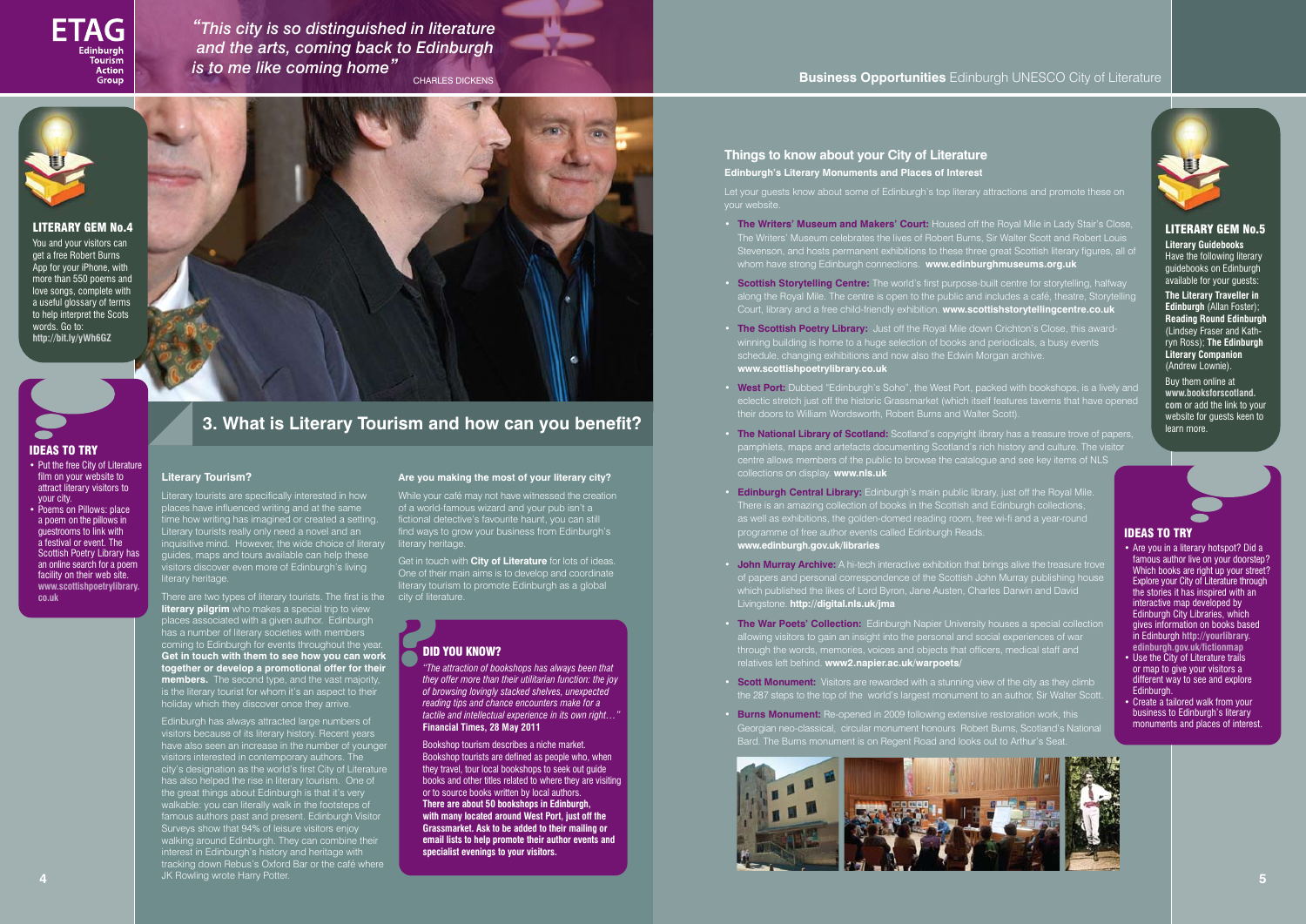*"This city is so distinguished in literature and the arts, coming back to Edinburgh is to me like coming home"*
CHARLES DICKENS

**Business Opportunities** Edinburgh UNESCO City of Literature

### LITERARY GEM No.4

You and your visitors can get a free Robert Burns App for your iPhone, with more than 550 poems and love songs, complete with a useful glossary of terms to help interpret the Scots words. Go to: **http://bit.ly/yWh6GZ**

### IDEAS TO TRY

- Put the free City of Literature film on your website to attract literary visitors to your city.
- Poems on Pillows: place a poem on the pillows in guestrooms to link with a festival or event. The Scottish Poetry Library has an online search for a poem facility on their web site. **www.scottishpoetrylibrary.co.uk**

## 3. What is Literary Tourism and how can you benefit?

### Literary Tourism?

Literary tourists are specifically interested in how places have influenced writing and at the same time how writing has imagined or created a setting. Literary tourists really only need a novel and an inquisitive mind. However, the wide choice of literary guides, maps and tours available can help these visitors discover even more of Edinburgh's living literary heritage.

There are two types of literary tourists. The first is the **literary pilgrim** who makes a special trip to view places associated with a given author. Edinburgh has a number of literary societies with members coming to Edinburgh for events throughout the year. **Get in touch with them to see how you can work together or develop a promotional offer for their members.** The second type, and the vast majority, is the literary tourist for whom it's an aspect to their holiday which they discover once they arrive.

Edinburgh has always attracted large numbers of visitors because of its literary history. Recent years have also seen an increase in the number of younger visitors interested in contemporary authors. The city's designation as the world's first City of Literature has also helped the rise in literary tourism. One of the great things about Edinburgh is that it's very walkable: you can literally walk in the footsteps of famous authors past and present. Edinburgh Visitor Surveys show that 94% of leisure visitors enjoy walking around Edinburgh. They can combine their interest in Edinburgh's history and heritage with tracking down Rebus's Oxford Bar or the café where JK Rowling wrote Harry Potter.

### Are you making the most of your literary city?

While your café may not have witnessed the creation of a world-famous wizard and your pub isn't a fictional detective's favourite haunt, you can still find ways to grow your business from Edinburgh's literary heritage.

Get in touch with **City of Literature** for lots of ideas. One of their main aims is to develop and coordinate literary tourism to promote Edinburgh as a global city of literature.

### DID YOU KNOW?

*"The attraction of bookshops has always been that they offer more than their utilitarian function: the joy of browsing lovingly stacked shelves, unexpected reading tips and chance encounters make for a tactile and intellectual experience in its own right…"*
**Financial Times, 28 May 2011**

Bookshop tourism describes a niche market. Bookshop tourists are defined as people who, when they travel, tour local bookshops to seek out guide books and other titles related to where they are visiting or to source books written by local authors. **There are about 50 bookshops in Edinburgh, with many located around West Port, just off the Grassmarket. Ask to be added to their mailing or email lists to help promote their author events and specialist evenings to your visitors.**

## Things to know about your City of Literature

**Edinburgh's Literary Monuments and Places of Interest**

Let your guests know about some of Edinburgh's top literary attractions and promote these on your website.

- **The Writers' Museum and Makers' Court:** Housed off the Royal Mile in Lady Stair's Close, The Writers' Museum celebrates the lives of Robert Burns, Sir Walter Scott and Robert Louis Stevenson, and hosts permanent exhibitions to these three great Scottish literary figures, all of whom have strong Edinburgh connections. **www.edinburghmuseums.org.uk**
- **Scottish Storytelling Centre:** The world's first purpose-built centre for storytelling, halfway along the Royal Mile. The centre is open to the public and includes a café, theatre, Storytelling Court, library and a free child-friendly exhibition. **www.scottishstorytellingcentre.co.uk**
- **The Scottish Poetry Library:** Just off the Royal Mile down Crichton's Close, this award-winning building is home to a huge selection of books and periodicals, a busy events schedule, changing exhibitions and now also the Edwin Morgan archive. **www.scottishpoetrylibrary.co.uk**
- **West Port:** Dubbed "Edinburgh's Soho", the West Port, packed with bookshops, is a lively and eclectic stretch just off the historic Grassmarket (which itself features taverns that have opened their doors to William Wordsworth, Robert Burns and Walter Scott).
- **The National Library of Scotland:** Scotland's copyright library has a treasure trove of papers, pamphlets, maps and artefacts documenting Scotland's rich history and culture. The visitor centre allows members of the public to browse the catalogue and see key items of NLS collections on display. **www.nls.uk**
- **Edinburgh Central Library:** Edinburgh's main public library, just off the Royal Mile. There is an amazing collection of books in the Scottish and Edinburgh collections, as well as exhibitions, the golden-domed reading room, free wi-fi and a year-round programme of free author events called Edinburgh Reads. **www.edinburgh.gov.uk/libraries**
- **John Murray Archive:** A hi-tech interactive exhibition that brings alive the treasure trove of papers and personal correspondence of the Scottish John Murray publishing house which published the likes of Lord Byron, Jane Austen, Charles Darwin and David Livingstone. **http://digital.nls.uk/jma**
- **The War Poets' Collection:** Edinburgh Napier University houses a special collection allowing visitors to gain an insight into the personal and social experiences of war through the words, memories, voices and objects that officers, medical staff and relatives left behind. **www2.napier.ac.uk/warpoets/**
- **Scott Monument:** Visitors are rewarded with a stunning view of the city as they climb the 287 steps to the top of the world's largest monument to an author, Sir Walter Scott.
- **Burns Monument:** Re-opened in 2009 following extensive restoration work, this Georgian neo-classical, circular monument honours Robert Burns, Scotland's National Bard. The Burns monument is on Regent Road and looks out to Arthur's Seat.

### LITERARY GEM No.5

**Literary Guidebooks**
Have the following literary guidebooks on Edinburgh available for your guests:

**The Literary Traveller in Edinburgh** (Allan Foster); **Reading Round Edinburgh** (Lindsey Fraser and Kathryn Ross); **The Edinburgh Literary Companion** (Andrew Lownie).

Buy them online at **www.booksforscotland.com** or add the link to your website for guests keen to learn more.

### IDEAS TO TRY

- Are you in a literary hotspot? Did a famous author live on your doorstep? Which books are right up your street? Explore your City of Literature through the stories it has inspired with an interactive map developed by Edinburgh City Libraries, which gives information on books based in Edinburgh **http://yourlibrary.edinburgh.gov.uk/fictionmap**
- Use the City of Literature trails or map to give your visitors a different way to see and explore Edinburgh.
- Create a tailored walk from your business to Edinburgh's literary monuments and places of interest.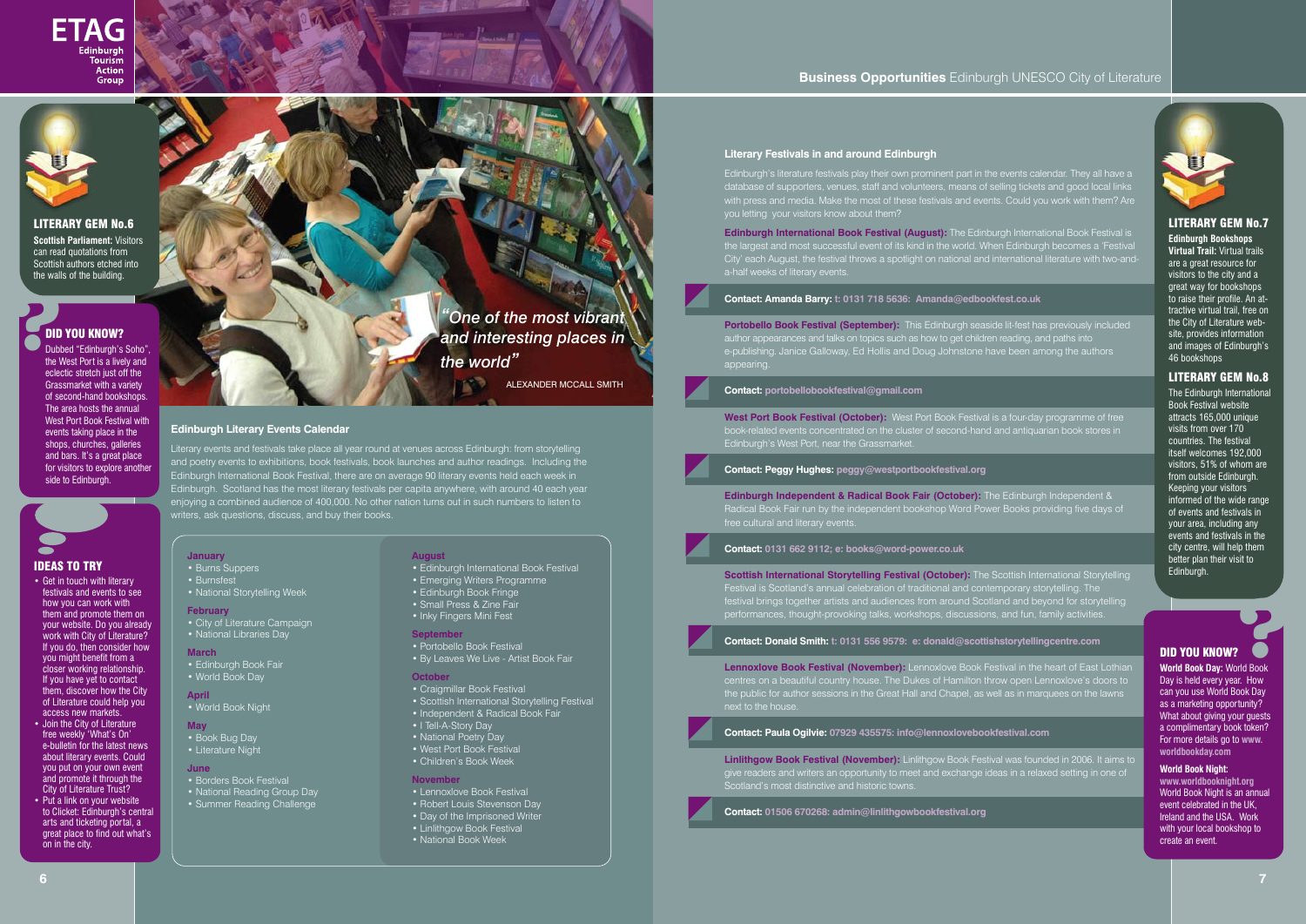**ETAG** Edinburgh Tourism Action Group

## Business Opportunities Edinburgh UNESCO City of Literature

### LITERARY GEM No.6

**Scottish Parliament:** Visitors can read quotations from Scottish authors etched into the walls of the building.

### DID YOU KNOW?

Dubbed "Edinburgh's Soho", the West Port is a lively and eclectic stretch just off the Grassmarket with a variety of second-hand bookshops. The area hosts the annual West Port Book Festival with events taking place in the shops, churches, galleries and bars. It's a great place for visitors to explore another side to Edinburgh.

### IDEAS TO TRY

- Get in touch with literary festivals and events to see how you can work with them and promote them on your website. Do you already work with City of Literature? If you do, then consider how you might benefit from a closer working relationship. If you have yet to contact them, discover how the City of Literature could help you access new markets.
- Join the City of Literature free weekly 'What's On' e-bulletin for the latest news about literary events. Could you put on your own event and promote it through the City of Literature Trust?
- Put a link on your website to Clicket: Edinburgh's central arts and ticketing portal, a great place to find out what's on in the city.

*"One of the most vibrant and interesting places in the world"*

ALEXANDER MCCALL SMITH

### Edinburgh Literary Events Calendar

Literary events and festivals take place all year round at venues across Edinburgh: from storytelling and poetry events to exhibitions, book festivals, book launches and author readings. Including the Edinburgh International Book Festival, there are on average 90 literary events held each week in Edinburgh. Scotland has the most literary festivals per capita anywhere, with around 40 each year enjoying a combined audience of 400,000. No other nation turns out in such numbers to listen to writers, ask questions, discuss, and buy their books.

**January**
- Burns Suppers
- Burnsfest
- National Storytelling Week

**February**
- City of Literature Campaign
- National Libraries Day

**March**
- Edinburgh Book Fair
- World Book Day

**April**
- World Book Night

**May**
- Book Bug Day
- Literature Night

**June**
- Borders Book Festival
- National Reading Group Day
- Summer Reading Challenge

**August**
- Edinburgh International Book Festival
- Emerging Writers Programme
- Edinburgh Book Fringe
- Small Press & Zine Fair
- Inky Fingers Mini Fest

**September**
- Portobello Book Festival
- By Leaves We Live - Artist Book Fair

**October**
- Craigmillar Book Festival
- Scottish International Storytelling Festival
- Independent & Radical Book Fair
- I Tell-A-Story Day
- National Poetry Day
- West Port Book Festival
- Children's Book Week

**November**
- Lennoxlove Book Festival
- Robert Louis Stevenson Day
- Day of the Imprisoned Writer
- Linlithgow Book Festival
- National Book Week

### Literary Festivals in and around Edinburgh

Edinburgh's literature festivals play their own prominent part in the events calendar. They all have a database of supporters, venues, staff and volunteers, means of selling tickets and good local links with press and media. Make the most of these festivals and events. Could you work with them? Are you letting your visitors know about them?

**Edinburgh International Book Festival (August):** The Edinburgh International Book Festival is the largest and most successful event of its kind in the world. When Edinburgh becomes a 'Festival City' each August, the festival throws a spotlight on national and international literature with two-and-a-half weeks of literary events.

**Contact: Amanda Barry:** t: 0131 718 5636: Amanda@edbookfest.co.uk

**Portobello Book Festival (September):** This Edinburgh seaside lit-fest has previously included author appearances and talks on topics such as how to get children reading, and paths into e-publishing. Janice Galloway, Ed Hollis and Doug Johnstone have been among the authors appearing.

**Contact:** portobellobookfestival@gmail.com

**West Port Book Festival (October):** West Port Book Festival is a four-day programme of free book-related events concentrated on the cluster of second-hand and antiquarian book stores in Edinburgh's West Port, near the Grassmarket.

**Contact: Peggy Hughes:** peggy@westportbookfestival.org

**Edinburgh Independent & Radical Book Fair (October):** The Edinburgh Independent & Radical Book Fair run by the independent bookshop Word Power Books providing five days of free cultural and literary events.

**Contact:** 0131 662 9112; e: books@word-power.co.uk

**Scottish International Storytelling Festival (October):** The Scottish International Storytelling Festival is Scotland's annual celebration of traditional and contemporary storytelling. The festival brings together artists and audiences from around Scotland and beyond for storytelling performances, thought-provoking talks, workshops, discussions, and fun, family activities.

**Contact: Donald Smith:** t: 0131 556 9579: e: donald@scottishstorytellingcentre.com

**Lennoxlove Book Festival (November):** Lennoxlove Book Festival in the heart of East Lothian centres on a beautiful country house. The Dukes of Hamilton throw open Lennoxlove's doors to the public for author sessions in the Great Hall and Chapel, as well as in marquees on the lawns next to the house.

**Contact: Paula Ogilvie:** 07929 435575: info@lennoxlovebookfestival.com

**Linlithgow Book Festival (November):** Linlithgow Book Festival was founded in 2006. It aims to give readers and writers an opportunity to meet and exchange ideas in a relaxed setting in one of Scotland's most distinctive and historic towns.

**Contact:** 01506 670268: admin@linlithgowbookfestival.org

### LITERARY GEM No.7

**Edinburgh Bookshops Virtual Trail:** Virtual trails are a great resource for visitors to the city and a great way for bookshops to raise their profile. An attractive virtual trail, free on the City of Literature website, provides information and images of Edinburgh's 46 bookshops

### LITERARY GEM No.8

The Edinburgh International Book Festival website attracts 165,000 unique visits from over 170 countries. The festival itself welcomes 192,000 visitors, 51% of whom are from outside Edinburgh. Keeping your visitors informed of the wide range of events and festivals in your area, including any events and festivals in the city centre, will help them better plan their visit to Edinburgh.

### DID YOU KNOW?

**World Book Day:** World Book Day is held every year. How can you use World Book Day as a marketing opportunity? What about giving your guests a complimentary book token? For more details go to **www.worldbookday.com**

**World Book Night:**
**www.worldbooknight.org**
World Book Night is an annual event celebrated in the UK, Ireland and the USA. Work with your local bookshop to create an event.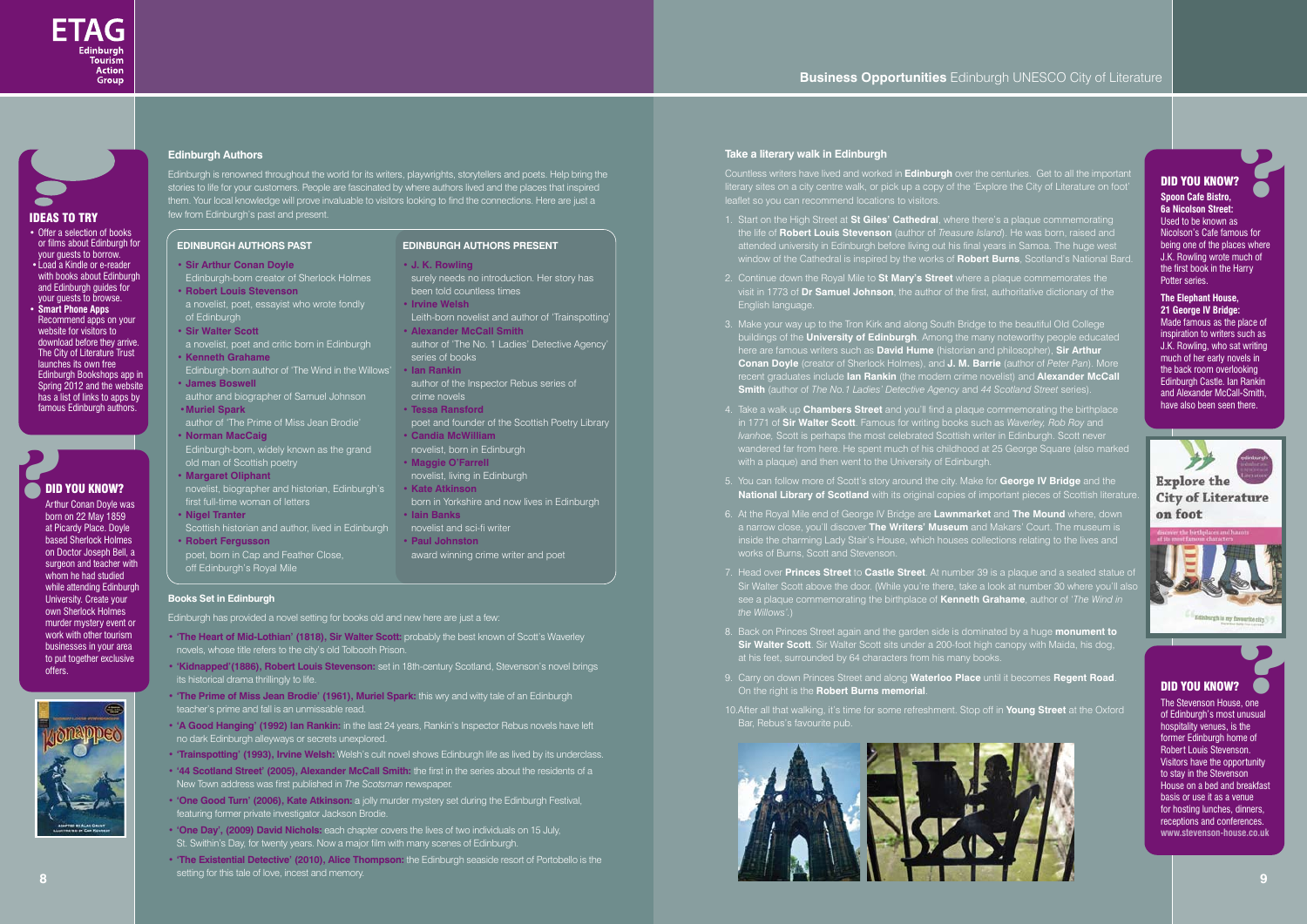## Edinburgh Authors

Edinburgh is renowned throughout the world for its writers, playwrights, storytellers and poets. Help bring the stories to life for your customers. People are fascinated by where authors lived and the places that inspired them. Your local knowledge will prove invaluable to visitors looking to find the connections. Here are just a few from Edinburgh's past and present.

### EDINBURGH AUTHORS PAST

- **Sir Arthur Conan Doyle**
  Edinburgh-born creator of Sherlock Holmes
- **Robert Louis Stevenson**
  a novelist, poet, essayist who wrote fondly of Edinburgh
- **Sir Walter Scott**
  a novelist, poet and critic born in Edinburgh
- **Kenneth Grahame**
  Edinburgh-born author of 'The Wind in the Willows'
- **James Boswell**
  author and biographer of Samuel Johnson
- **Muriel Spark**
  author of 'The Prime of Miss Jean Brodie'
- **Norman MacCaig**
  Edinburgh-born, widely known as the grand old man of Scottish poetry
- **Margaret Oliphant**
  novelist, biographer and historian, Edinburgh's first full-time woman of letters
- **Nigel Tranter**
  Scottish historian and author, lived in Edinburgh
- **Robert Fergusson**
  poet, born in Cap and Feather Close, off Edinburgh's Royal Mile

### EDINBURGH AUTHORS PRESENT

- **J. K. Rowling**
  surely needs no introduction. Her story has been told countless times
- **Irvine Welsh**
  Leith-born novelist and author of 'Trainspotting'
- **Alexander McCall Smith**
  author of 'The No. 1 Ladies' Detective Agency' series of books
- **Ian Rankin**
  author of the Inspector Rebus series of crime novels
- **Tessa Ransford**
  poet and founder of the Scottish Poetry Library
- **Candia McWilliam**
  novelist, born in Edinburgh
- **Maggie O'Farrell**
  novelist, living in Edinburgh
- **Kate Atkinson**
  born in Yorkshire and now lives in Edinburgh
- **Iain Banks**
  novelist and sci-fi writer
- **Paul Johnston**
  award winning crime writer and poet

## Books Set in Edinburgh

Edinburgh has provided a novel setting for books old and new here are just a few:

- **'The Heart of Mid-Lothian' (1818), Sir Walter Scott:** probably the best known of Scott's Waverley novels, whose title refers to the city's old Tolbooth Prison.
- **'Kidnapped'(1886), Robert Louis Stevenson:** set in 18th-century Scotland, Stevenson's novel brings its historical drama thrillingly to life.
- **'The Prime of Miss Jean Brodie' (1961), Muriel Spark:** this wry and witty tale of an Edinburgh teacher's prime and fall is an unmissable read.
- **'A Good Hanging' (1992) Ian Rankin:** in the last 24 years, Rankin's Inspector Rebus novels have left no dark Edinburgh alleyways or secrets unexplored.
- **'Trainspotting' (1993), Irvine Welsh:** Welsh's cult novel shows Edinburgh life as lived by its underclass.
- **'44 Scotland Street' (2005), Alexander McCall Smith:** the first in the series about the residents of a New Town address was first published in *The Scotsman* newspaper.
- **'One Good Turn' (2006), Kate Atkinson:** a jolly murder mystery set during the Edinburgh Festival, featuring former private investigator Jackson Brodie.
- **'One Day', (2009) David Nichols:** each chapter covers the lives of two individuals on 15 July, St. Swithin's Day, for twenty years. Now a major film with many scenes of Edinburgh.
- **'The Existential Detective' (2010), Alice Thompson:** the Edinburgh seaside resort of Portobello is the setting for this tale of love, incest and memory.

### IDEAS TO TRY

- Offer a selection of books or films about Edinburgh for your guests to borrow.
- Load a Kindle or e-reader with books about Edinburgh and Edinburgh guides for your guests to browse.
- **Smart Phone Apps** Recommend apps on your website for visitors to download before they arrive. The City of Literature Trust launches its own free Edinburgh Bookshops app in Spring 2012 and the website has a list of links to apps by famous Edinburgh authors.

### DID YOU KNOW?

Arthur Conan Doyle was born on 22 May 1859 at Picardy Place. Doyle based Sherlock Holmes on Doctor Joseph Bell, a surgeon and teacher with whom he had studied while attending Edinburgh University. Create your own Sherlock Holmes murder mystery event or work with other tourism businesses in your area to put together exclusive offers.

## Take a literary walk in Edinburgh

Countless writers have lived and worked in **Edinburgh** over the centuries. Get to all the important literary sites on a city centre walk, or pick up a copy of the 'Explore the City of Literature on foot' leaflet so you can recommend locations to visitors.

1. Start on the High Street at **St Giles' Cathedral**, where there's a plaque commemorating the life of **Robert Louis Stevenson** (author of *Treasure Island*). He was born, raised and attended university in Edinburgh before living out his final years in Samoa. The huge west window of the Cathedral is inspired by the works of **Robert Burns**, Scotland's National Bard.
2. Continue down the Royal Mile to **St Mary's Street** where a plaque commemorates the visit in 1773 of **Dr Samuel Johnson**, the author of the first, authoritative dictionary of the English language.
3. Make your way up to the Tron Kirk and along South Bridge to the beautiful Old College buildings of the **University of Edinburgh**. Among the many noteworthy people educated here are famous writers such as **David Hume** (historian and philosopher), **Sir Arthur Conan Doyle** (creator of Sherlock Holmes), and **J. M. Barrie** (author of *Peter Pan*). More recent graduates include **Ian Rankin** (the modern crime novelist) and **Alexander McCall Smith** (author of *The No.1 Ladies' Detective Agency* and *44 Scotland Street* series).
4. Take a walk up **Chambers Street** and you'll find a plaque commemorating the birthplace in 1771 of **Sir Walter Scott**. Famous for writing books such as *Waverley, Rob Roy* and *Ivanhoe,* Scott is perhaps the most celebrated Scottish writer in Edinburgh. Scott never wandered far from here. He spent much of his childhood at 25 George Square (also marked with a plaque) and then went to the University of Edinburgh.
5. You can follow more of Scott's story around the city. Make for **George IV Bridge** and the **National Library of Scotland** with its original copies of important pieces of Scottish literature.
6. At the Royal Mile end of George IV Bridge are **Lawnmarket** and **The Mound** where, down a narrow close, you'll discover **The Writers' Museum** and Makars' Court. The museum is inside the charming Lady Stair's House, which houses collections relating to the lives and works of Burns, Scott and Stevenson.
7. Head over **Princes Street** to **Castle Street**. At number 39 is a plaque and a seated statue of Sir Walter Scott above the door. (While you're there, take a look at number 30 where you'll also see a plaque commemorating the birthplace of **Kenneth Grahame**, author of *'The Wind in the Willows'*.)
8. Back on Princes Street again and the garden side is dominated by a huge **monument to Sir Walter Scott**. Sir Walter Scott sits under a 200-foot high canopy with Maida, his dog, at his feet, surrounded by 64 characters from his many books.
9. Carry on down Princes Street and along **Waterloo Place** until it becomes **Regent Road**. On the right is the **Robert Burns memorial**.
10. After all that walking, it's time for some refreshment. Stop off in **Young Street** at the Oxford Bar, Rebus's favourite pub.

### DID YOU KNOW?

**Spoon Cafe Bistro, 6a Nicolson Street:**
Used to be known as Nicolson's Cafe famous for being one of the places where J.K. Rowling wrote much of the first book in the Harry Potter series.

**The Elephant House, 21 George IV Bridge:**
Made famous as the place of inspiration to writers such as J.K. Rowling, who sat writing much of her early novels in the back room overlooking Edinburgh Castle. Ian Rankin and Alexander McCall-Smith, have also been seen there.

### DID YOU KNOW?

The Stevenson House, one of Edinburgh's most unusual hospitality venues, is the former Edinburgh home of Robert Louis Stevenson. Visitors have the opportunity to stay in the Stevenson House on a bed and breakfast basis or use it as a venue for hosting lunches, dinners, receptions and conferences. www.stevenson-house.co.uk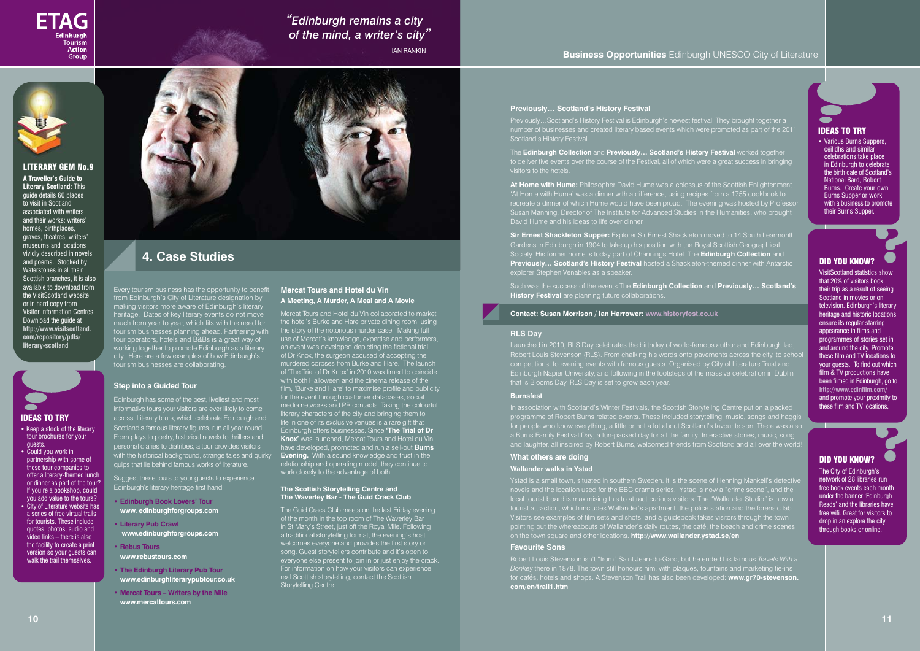*"Edinburgh remains a city of the mind, a writer's city"*

IAN RANKIN

### LITERARY GEM No.9

**A Traveller's Guide to Literary Scotland:** This guide details 60 places to visit in Scotland associated with writers and their works: writers' homes, birthplaces, graves, theatres, writers' museums and locations vividly described in novels and poems. Stocked by Waterstones in all their Scottish branches, it is also available to download from the VisitScotland website or in hard copy from Visitor Information Centres. Download the guide at **http://www.visitscotland.com/repository/pdfs/literary-scotland**

### IDEAS TO TRY

- Keep a stock of the literary tour brochures for your guests.
- Could you work in partnership with some of these tour companies to offer a literary-themed lunch or dinner as part of the tour? If you're a bookshop, could you add value to the tours?
- City of Literature website has a series of free virtual trails for tourists. These include quotes, photos, audio and video links – there is also the facility to create a print version so your guests can walk the trail themselves.

## 4. Case Studies

Every tourism business has the opportunity to benefit from Edinburgh's City of Literature designation by making visitors more aware of Edinburgh's literary heritage. Dates of key literary events do not move much from year to year, which fits with the need for tourism businesses planning ahead. Partnering with tour operators, hotels and B&Bs is a great way of working together to promote Edinburgh as a literary city. Here are a few examples of how Edinburgh's tourism businesses are collaborating.

### Step into a Guided Tour

Edinburgh has some of the best, liveliest and most informative tours your visitors are ever likely to come across. Literary tours, which celebrate Edinburgh and Scotland's famous literary figures, run all year round. From plays to poetry, historical novels to thrillers and personal diaries to diatribes, a tour provides visitors with the historical background, strange tales and quirky quips that lie behind famous works of literature.

Suggest these tours to your guests to experience Edinburgh's literary heritage first hand.

- **Edinburgh Book Lovers' Tour**
  **www. edinburghforgroups.com**
- **Literary Pub Crawl**
  **www.edinburghforgroups.com**
- **Rebus Tours**
  **www.rebustours.com**
- **The Edinburgh Literary Pub Tour**
  **www.edinburghliterarypubtour.co.uk**
- **Mercat Tours – Writers by the Mile**
  **www.mercattours.com**

### Mercat Tours and Hotel du Vin

**A Meeting, A Murder, A Meal and A Movie**

Mercat Tours and Hotel du Vin collaborated to market the hotel's Burke and Hare private dining room, using the story of the notorious murder case. Making full use of Mercat's knowledge, expertise and performers, an event was developed depicting the fictional trial of Dr Knox, the surgeon accused of accepting the murdered corpses from Burke and Hare. The launch of 'The Trial of Dr Knox' in 2010 was timed to coincide with both Halloween and the cinema release of the film, 'Burke and Hare' to maximise profile and publicity for the event through customer databases, social media networks and PR contacts. Taking the colourful literary characters of the city and bringing them to life in one of its exclusive venues is a rare gift that Edinburgh offers businesses. Since **'The Trial of Dr Knox'** was launched, Mercat Tours and Hotel du Vin have developed, promoted and run a sell-out **Burns Evening.** With a sound knowledge and trust in the relationship and operating model, they continue to work closely to the advantage of both.

### The Scottish Storytelling Centre and The Waverley Bar - The Guid Crack Club

The Guid Crack Club meets on the last Friday evening of the month in the top room of The Waverley Bar in St Mary's Street, just off the Royal Mile. Following a traditional storytelling format, the evening's host welcomes everyone and provides the first story or song. Guest storytellers contribute and it's open to everyone else present to join in or just enjoy the crack. For information on how your visitors can experience real Scottish storytelling, contact the Scottish Storytelling Centre.

**Business Opportunities** Edinburgh UNESCO City of Literature

### Previously… Scotland's History Festival

Previously…Scotland's History Festival is Edinburgh's newest festival. They brought together a number of businesses and created literary based events which were promoted as part of the 2011 Scotland's History Festival.

The **Edinburgh Collection** and **Previously… Scotland's History Festival** worked together to deliver five events over the course of the Festival, all of which were a great success in bringing visitors to the hotels.

**At Home with Hume:** Philosopher David Hume was a colossus of the Scottish Enlightenment. 'At Home with Hume' was a dinner with a difference, using recipes from a 1755 cookbook to recreate a dinner of which Hume would have been proud. The evening was hosted by Professor Susan Manning, Director of The Institute for Advanced Studies in the Humanities, who brought David Hume and his ideas to life over dinner.

**Sir Ernest Shackleton Supper:** Explorer Sir Ernest Shackleton moved to 14 South Learmonth Gardens in Edinburgh in 1904 to take up his position with the Royal Scottish Geographical Society. His former home is today part of Channings Hotel. The **Edinburgh Collection** and **Previously… Scotland's History Festival** hosted a Shackleton-themed dinner with Antarctic explorer Stephen Venables as a speaker.

Such was the success of the events The **Edinburgh Collection** and **Previously… Scotland's History Festival** are planning future collaborations.

**Contact: Susan Morrison / Ian Harrower: www.historyfest.co.uk**

### RLS Day

Launched in 2010, RLS Day celebrates the birthday of world-famous author and Edinburgh lad, Robert Louis Stevenson (RLS). From chalking his words onto pavements across the city, to school competitions, to evening events with famous guests. Organised by City of Literature Trust and Edinburgh Napier University, and following in the footsteps of the massive celebration in Dublin that is Blooms Day, RLS Day is set to grow each year.

#### Burnsfest

In association with Scotland's Winter Festivals, the Scottish Storytelling Centre put on a packed programme of Robert Burns related events. These included storytelling, music, songs and haggis for people who know everything, a little or not a lot about Scotland's favourite son. There was also a Burns Family Festival Day; a fun-packed day for all the family! Interactive stories, music, song and laughter, all inspired by Robert Burns, welcomed friends from Scotland and all over the world!

### What others are doing

#### Wallander walks in Ystad

Ystad is a small town, situated in southern Sweden. It is the scene of Henning Mankell's detective novels and the location used for the BBC drama series. Ystad is now a "crime scene", and the local tourist board is maximising this to attract curious visitors. The "Wallander Studio" is now a tourist attraction, which includes Wallander's apartment, the police station and the forensic lab. Visitors see examples of film sets and shots, and a guidebook takes visitors through the town pointing out the whereabouts of Wallander's daily routes, the café, the beach and crime scenes on the town square and other locations. **http://www.wallander.ystad.se/en**

#### Favourite Sons

Robert Louis Stevenson isn't "from" Saint Jean-du-Gard, but he ended his famous *Travels With a Donkey* there in 1878. The town still honours him, with plaques, fountains and marketing tie-ins for cafés, hotels and shops. A Stevenson Trail has also been developed: **www.gr70-stevenson.com/en/trail1.htm**

### IDEAS TO TRY

- Various Burns Suppers, ceilidhs and similar celebrations take place in Edinburgh to celebrate the birth date of Scotland's National Bard, Robert Burns. Create your own Burns Supper or work with a business to promote their Burns Supper.

### DID YOU KNOW?

VisitScotland statistics show that 20% of visitors book their trip as a result of seeing Scotland in movies or on television. Edinburgh's literary heritage and historic locations ensure its regular starring appearance in films and programmes of stories set in and around the city. Promote these film and TV locations to your guests. To find out which film & TV productions have been filmed in Edinburgh, go to **http://www.edinfilm.com/** and promote your proximity to these film and TV locations.

### DID YOU KNOW?

The City of Edinburgh's network of 28 libraries run free book events each month under the banner 'Edinburgh Reads' and the libraries have free wifi. Great for visitors to drop in an explore the city through books or online.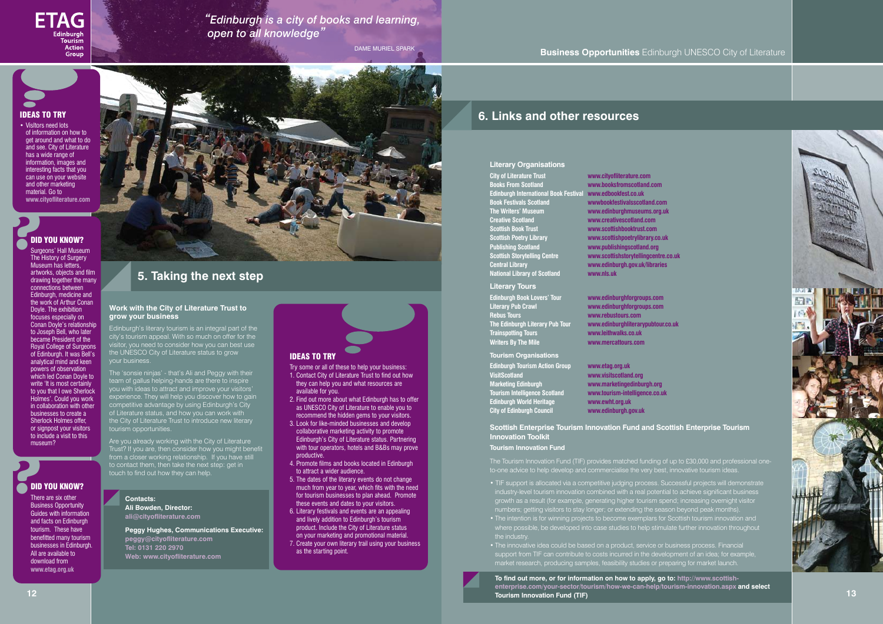*"Edinburgh is a city of books and learning, open to all knowledge"*

DAME MURIEL SPARK

### IDEAS TO TRY

- Visitors need lots of information on how to get around and what to do and see. City of Literature has a wide range of information, images and interesting facts that you can use on your website and other marketing material. Go to **www.cityofliterature.com**

### DID YOU KNOW?

Surgeons' Hall Museum The History of Surgery Museum has letters, artworks, objects and film drawing together the many connections between Edinburgh, medicine and the work of Arthur Conan Doyle. The exhibition focuses especially on Conan Doyle's relationship to Joseph Bell, who later became President of the Royal College of Surgeons of Edinburgh. It was Bell's analytical mind and keen powers of observation which led Conan Doyle to write 'It is most certainly to you that I owe Sherlock Holmes'. Could you work in collaboration with other businesses to create a Sherlock Holmes offer, or signpost your visitors to include a visit to this museum?

### DID YOU KNOW?

There are six other Business Opportunity Guides with information and facts on Edinburgh tourism. These have benefitted many tourism businesses in Edinburgh. All are available to download from **www.etag.org.uk**

## 5. Taking the next step

### Work with the City of Literature Trust to grow your business

Edinburgh's literary tourism is an integral part of the city's tourism appeal. With so much on offer for the visitor, you need to consider how you can best use the UNESCO City of Literature status to grow your business.

The 'sonsie ninjas' - that's Ali and Peggy with their team of gallus helping-hands are there to inspire you with ideas to attract and improve your visitors' experience. They will help you discover how to gain competitive advantage by using Edinburgh's City of Literature status, and how you can work with the City of Literature Trust to introduce new literary tourism opportunities.

Are you already working with the City of Literature Trust? If you are, then consider how you might benefit from a closer working relationship. If you have still to contact them, then take the next step: get in touch to find out how they can help.

**Contacts:**
**Ali Bowden, Director:**
**ali@cityofliterature.com**

**Peggy Hughes, Communications Executive:**
**peggy@cityofliterature.com**
**Tel: 0131 220 2970**
**Web: www.cityofliterature.com**

### IDEAS TO TRY

Try some or all of these to help your business:

1. Contact City of Literature Trust to find out how they can help you and what resources are available for you.
2. Find out more about what Edinburgh has to offer as UNESCO City of Literature to enable you to recommend the hidden gems to your visitors.
3. Look for like-minded businesses and develop collaborative marketing activity to promote Edinburgh's City of Literature status. Partnering with tour operators, hotels and B&Bs may prove productive.
4. Promote films and books located in Edinburgh to attract a wider audience.
5. The dates of the literary events do not change much from year to year, which fits with the need for tourism businesses to plan ahead. Promote these events and dates to your visitors.
6. Literary festivals and events are an appealing and lively addition to Edinburgh's tourism product. Include the City of Literature status on your marketing and promotional material.
7. Create your own literary trail using your business as the starting point.

**Business Opportunities** Edinburgh UNESCO City of Literature

## 6. Links and other resources

### Literary Organisations

| | |
|---|---|
| City of Literature Trust | www.cityofliterature.com |
| Books From Scotland | www.booksfromscotland.com |
| Edinburgh International Book Festival | www.edbookfest.co.uk |
| Book Festivals Scotland | wwwbookfestivalsscotland.com |
| The Writers' Museum | www.edinburghmuseums.org.uk |
| Creative Scotland | www.creativescotland.com |
| Scottish Book Trust | www.scottishbooktrust.com |
| Scottish Poetry Library | www.scottishpoetrylibrary.co.uk |
| Publishing Scotland | www.publishingscotland.org |
| Scottish Storytelling Centre | www.scottishstorytellingcentre.co.uk |
| Central Library | www.edinburgh.gov.uk/libraries |
| National Library of Scotland | www.nls.uk |

### Literary Tours

| | |
|---|---|
| Edinburgh Book Lovers' Tour | www.edinburghforgroups.com |
| Literary Pub Crawl | www.edinburghforgroups.com |
| Rebus Tours | www.rebustours.com |
| The Edinburgh Literary Pub Tour | www.edinburghliterarypubtour.co.uk |
| Trainspotting Tours | www.leithwalks.co.uk |
| Writers By The Mile | www.mercattours.com |

### Tourism Organisations

| | |
|---|---|
| Edinburgh Tourism Action Group | www.etag.org.uk |
| VisitScotland | www.visitscotland.org |
| Marketing Edinburgh | www.marketingedinburgh.org |
| Tourism Intelligence Scotland | www.tourism-intelligence.co.uk |
| Edinburgh World Heritage | www.ewht.org.uk |
| City of Edinburgh Council | www.edinburgh.gov.uk |

### Scottish Enterprise Tourism Innovation Fund and Scottish Enterprise Tourism Innovation Toolkit

#### Tourism Innovation Fund

The Tourism Innovation Fund (TIF) provides matched funding of up to £30,000 and professional one-to-one advice to help develop and commercialise the very best, innovative tourism ideas.

- TIF support is allocated via a competitive judging process. Successful projects will demonstrate industry-level tourism innovation combined with a real potential to achieve significant business growth as a result (for example, generating higher tourism spend; increasing overnight visitor numbers; getting visitors to stay longer; or extending the season beyond peak months).
- The intention is for winning projects to become exemplars for Scottish tourism innovation and where possible, be developed into case studies to help stimulate further innovation throughout the industry.
- The innovative idea could be based on a product, service or business process. Financial support from TIF can contribute to costs incurred in the development of an idea; for example, market research, producing samples, feasibility studies or preparing for market launch.

**To find out more, or for information on how to apply, go to: http://www.scottish-enterprise.com/your-sector/tourism/how-we-can-help/tourism-innovation.aspx and select Tourism Innovation Fund (TIF)**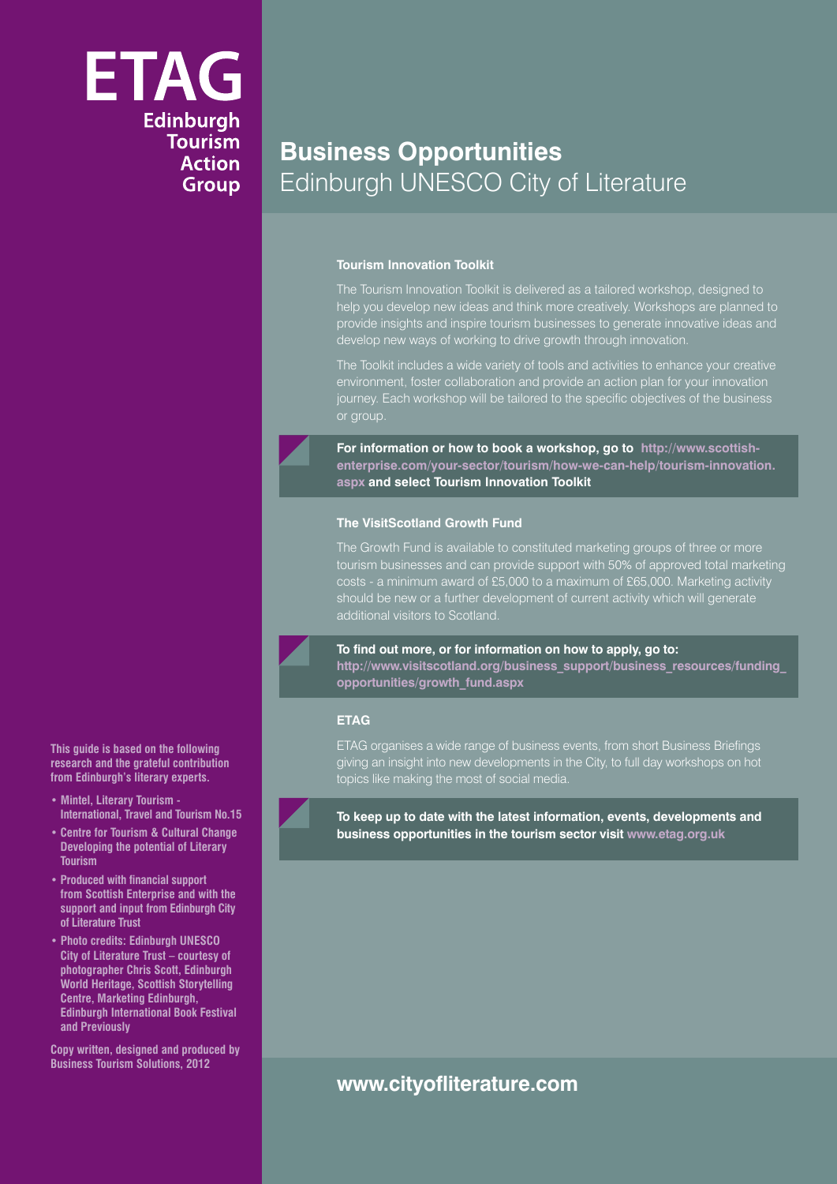# ETAG

Edinburgh Tourism Action Group

## Business Opportunities

Edinburgh UNESCO City of Literature

### Tourism Innovation Toolkit

The Tourism Innovation Toolkit is delivered as a tailored workshop, designed to help you develop new ideas and think more creatively. Workshops are planned to provide insights and inspire tourism businesses to generate innovative ideas and develop new ways of working to drive growth through innovation.

The Toolkit includes a wide variety of tools and activities to enhance your creative environment, foster collaboration and provide an action plan for your innovation journey. Each workshop will be tailored to the specific objectives of the business or group.

**For information or how to book a workshop, go to http://www.scottish-enterprise.com/your-sector/tourism/how-we-can-help/tourism-innovation.aspx and select Tourism Innovation Toolkit**

### The VisitScotland Growth Fund

The Growth Fund is available to constituted marketing groups of three or more tourism businesses and can provide support with 50% of approved total marketing costs - a minimum award of £5,000 to a maximum of £65,000. Marketing activity should be new or a further development of current activity which will generate additional visitors to Scotland.

**To find out more, or for information on how to apply, go to: http://www.visitscotland.org/business_support/business_resources/funding_opportunities/growth_fund.aspx**

### ETAG

ETAG organises a wide range of business events, from short Business Briefings giving an insight into new developments in the City, to full day workshops on hot topics like making the most of social media.

**To keep up to date with the latest information, events, developments and business opportunities in the tourism sector visit www.etag.org.uk**

**This guide is based on the following research and the grateful contribution from Edinburgh's literary experts.**

- **Mintel, Literary Tourism - International, Travel and Tourism No.15**
- **Centre for Tourism & Cultural Change Developing the potential of Literary Tourism**
- **Produced with financial support from Scottish Enterprise and with the support and input from Edinburgh City of Literature Trust**
- **Photo credits: Edinburgh UNESCO City of Literature Trust – courtesy of photographer Chris Scott, Edinburgh World Heritage, Scottish Storytelling Centre, Marketing Edinburgh, Edinburgh International Book Festival and Previously**

**Copy written, designed and produced by Business Tourism Solutions, 2012**

**www.cityofliterature.com**